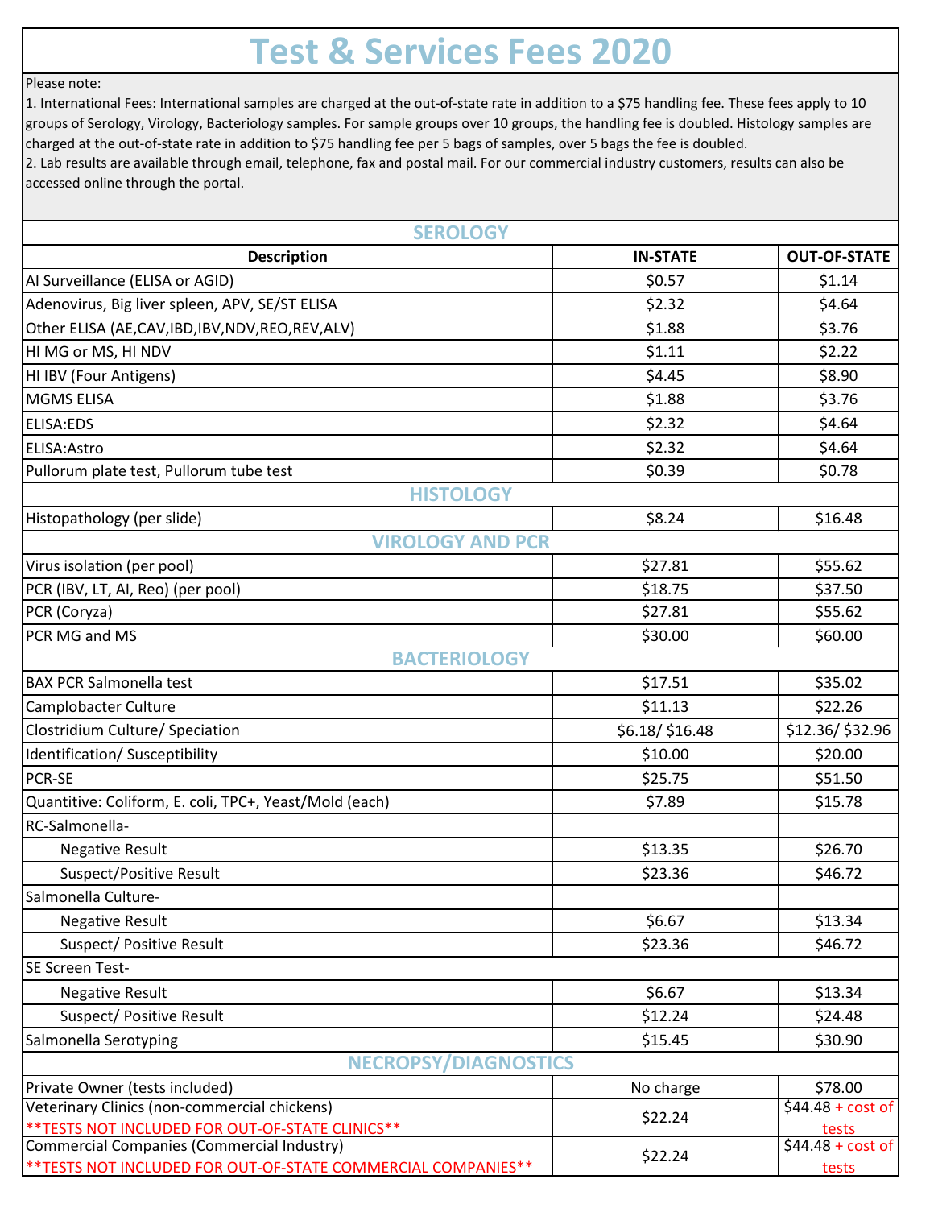# Test & Services Fees 2020

Please note:

1. International Fees: International samples are charged at the out-of-state rate in addition to a $75 handling fee. These fees apply to 10 groups of Serology, Virology, Bacteriology samples. For sample groups over 10 groups, the handling fee is doubled. Histology samples are charged at the out-of-state rate in addition to $75 handling fee per 5 bags of samples, over 5 bags the fee is doubled.
2. Lab results are available through email, telephone, fax and postal mail. For our commercial industry customers, results can also be accessed online through the portal.

| Description | IN-STATE | OUT-OF-STATE |
|---|---|---|
| **SEROLOGY** | | |
| AI Surveillance (ELISA or AGID) | $0.57 | $1.14 |
| Adenovirus, Big liver spleen, APV, SE/ST ELISA | $2.32 | $4.64 |
| Other ELISA (AE,CAV,IBD,IBV,NDV,REO,REV,ALV) | $1.88 | $3.76 |
| HI MG or MS, HI NDV | $1.11 | $2.22 |
| HI IBV (Four Antigens) | $4.45 | $8.90 |
| MGMS ELISA | $1.88 | $3.76 |
| ELISA:EDS | $2.32 | $4.64 |
| ELISA:Astro | $2.32 | $4.64 |
| Pullorum plate test, Pullorum tube test | $0.39 | $0.78 |
| **HISTOLOGY** | | |
| Histopathology (per slide) | $8.24 | $16.48 |
| **VIROLOGY AND PCR** | | |
| Virus isolation (per pool) | $27.81 | $55.62 |
| PCR (IBV, LT, AI, Reo) (per pool) | $18.75 | $37.50 |
| PCR (Coryza) | $27.81 | $55.62 |
| PCR MG and MS | $30.00 | $60.00 |
| **BACTERIOLOGY** | | |
| BAX PCR Salmonella test | $17.51 | $35.02 |
| Camplobacter Culture | $11.13 | $22.26 |
| Clostridium Culture/ Speciation | $6.18/ $16.48 | $12.36/ $32.96 |
| Identification/ Susceptibility | $10.00 | $20.00 |
| PCR-SE | $25.75 | $51.50 |
| Quantitive: Coliform, E. coli, TPC+, Yeast/Mold (each) | $7.89 | $15.78 |
| RC-Salmonella- | | |
| Negative Result | $13.35 | $26.70 |
| Suspect/Positive Result | $23.36 | $46.72 |
| Salmonella Culture- | | |
| Negative Result | $6.67 | $13.34 |
| Suspect/ Positive Result | $23.36 | $46.72 |
| SE Screen Test- | | |
| Negative Result | $6.67 | $13.34 |
| Suspect/ Positive Result | $12.24 | $24.48 |
| Salmonella Serotyping | $15.45 | $30.90 |
| **NECROPSY/DIAGNOSTICS** | | |
| Private Owner (tests included) | No charge | $78.00 |
| Veterinary Clinics (non-commercial chickens) **TESTS NOT INCLUDED FOR OUT-OF-STATE CLINICS** | $22.24 | $44.48 + cost of tests |
| Commercial Companies (Commercial Industry) **TESTS NOT INCLUDED FOR OUT-OF-STATE COMMERCIAL COMPANIES** | $22.24 | $44.48 + cost of tests |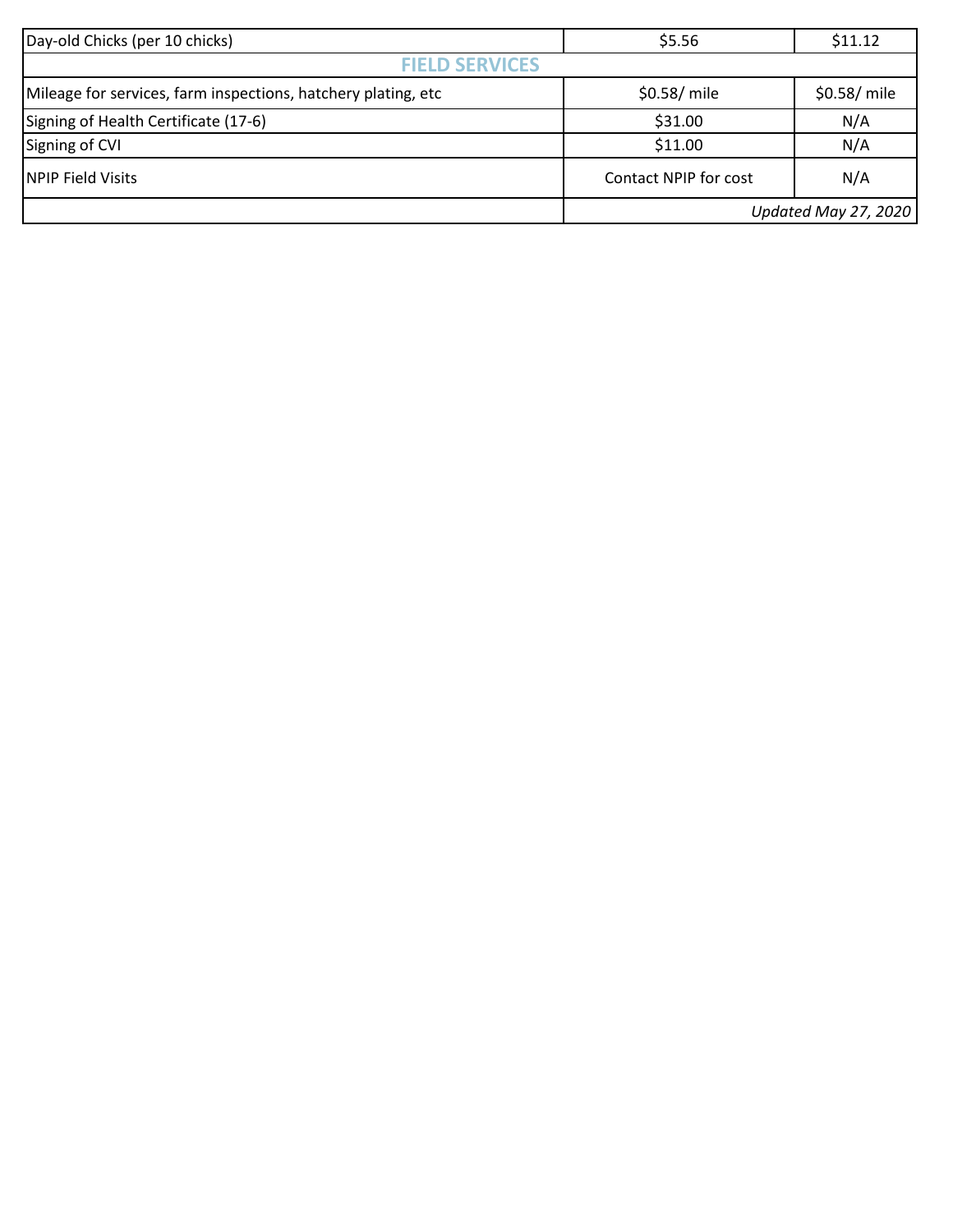| | | |
|---|---|---|
| Day-old Chicks (per 10 chicks) | $5.56 | $11.12 |
| **FIELD SERVICES** | | |
| Mileage for services, farm inspections, hatchery plating, etc | $0.58/ mile | $0.58/ mile |
| Signing of Health Certificate (17-6) | $31.00 | N/A |
| Signing of CVI | $11.00 | N/A |
| NPIP Field Visits | Contact NPIP for cost | N/A |
| | *Updated May 27, 2020* | |